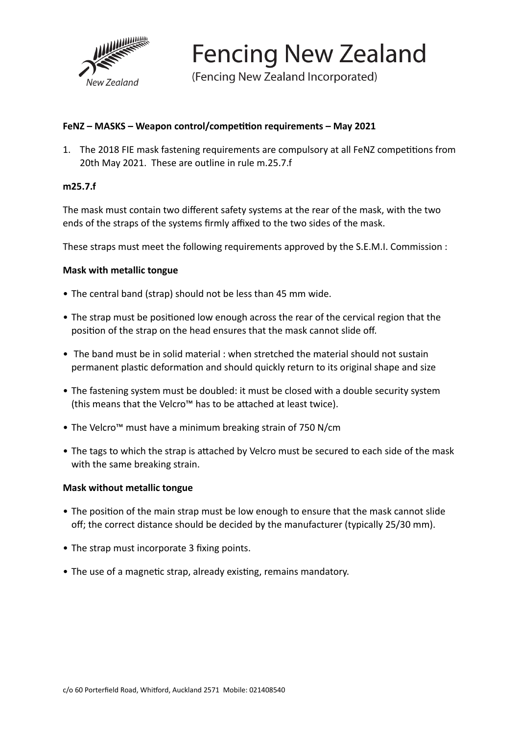# Fencing New Zealand

(Fencing New Zealand Incorporated)

**FeNZ – MASKS – Weapon control/competition requirements – May 2021**

1. The 2018 FIE mask fastening requirements are compulsory at all FeNZ competitions from 20th May 2021. These are outline in rule m.25.7.f

**m25.7.f**

The mask must contain two different safety systems at the rear of the mask, with the two ends of the straps of the systems firmly affixed to the two sides of the mask.

These straps must meet the following requirements approved by the S.E.M.I. Commission :

**Mask with metallic tongue**

- The central band (strap) should not be less than 45 mm wide.
- The strap must be positioned low enough across the rear of the cervical region that the position of the strap on the head ensures that the mask cannot slide off.
- The band must be in solid material : when stretched the material should not sustain permanent plastic deformation and should quickly return to its original shape and size
- The fastening system must be doubled: it must be closed with a double security system (this means that the Velcro™ has to be attached at least twice).
- The Velcro™ must have a minimum breaking strain of 750 N/cm
- The tags to which the strap is attached by Velcro must be secured to each side of the mask with the same breaking strain.

**Mask without metallic tongue**

- The position of the main strap must be low enough to ensure that the mask cannot slide off; the correct distance should be decided by the manufacturer (typically 25/30 mm).
- The strap must incorporate 3 fixing points.
- The use of a magnetic strap, already existing, remains mandatory.

c/o 60 Porterfield Road, Whitford, Auckland 2571 Mobile: 021408540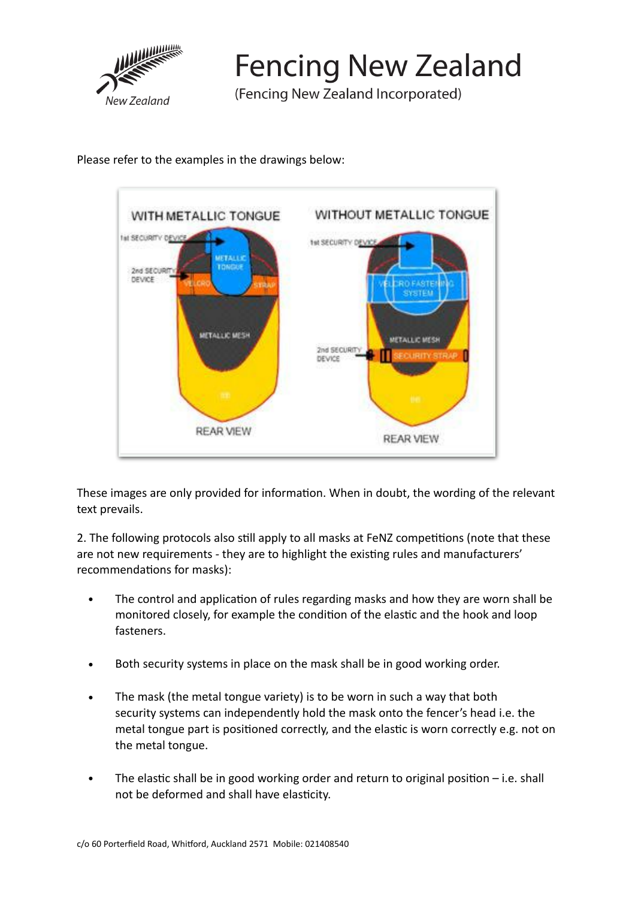Please refer to the examples in the drawings below:

These images are only provided for information. When in doubt, the wording of the relevant text prevails.

2. The following protocols also still apply to all masks at FeNZ competitions (note that these are not new requirements - they are to highlight the existing rules and manufacturers' recommendations for masks):

- The control and application of rules regarding masks and how they are worn shall be monitored closely, for example the condition of the elastic and the hook and loop fasteners.
- Both security systems in place on the mask shall be in good working order.
- The mask (the metal tongue variety) is to be worn in such a way that both security systems can independently hold the mask onto the fencer's head i.e. the metal tongue part is positioned correctly, and the elastic is worn correctly e.g. not on the metal tongue.
- The elastic shall be in good working order and return to original position – i.e. shall not be deformed and shall have elasticity.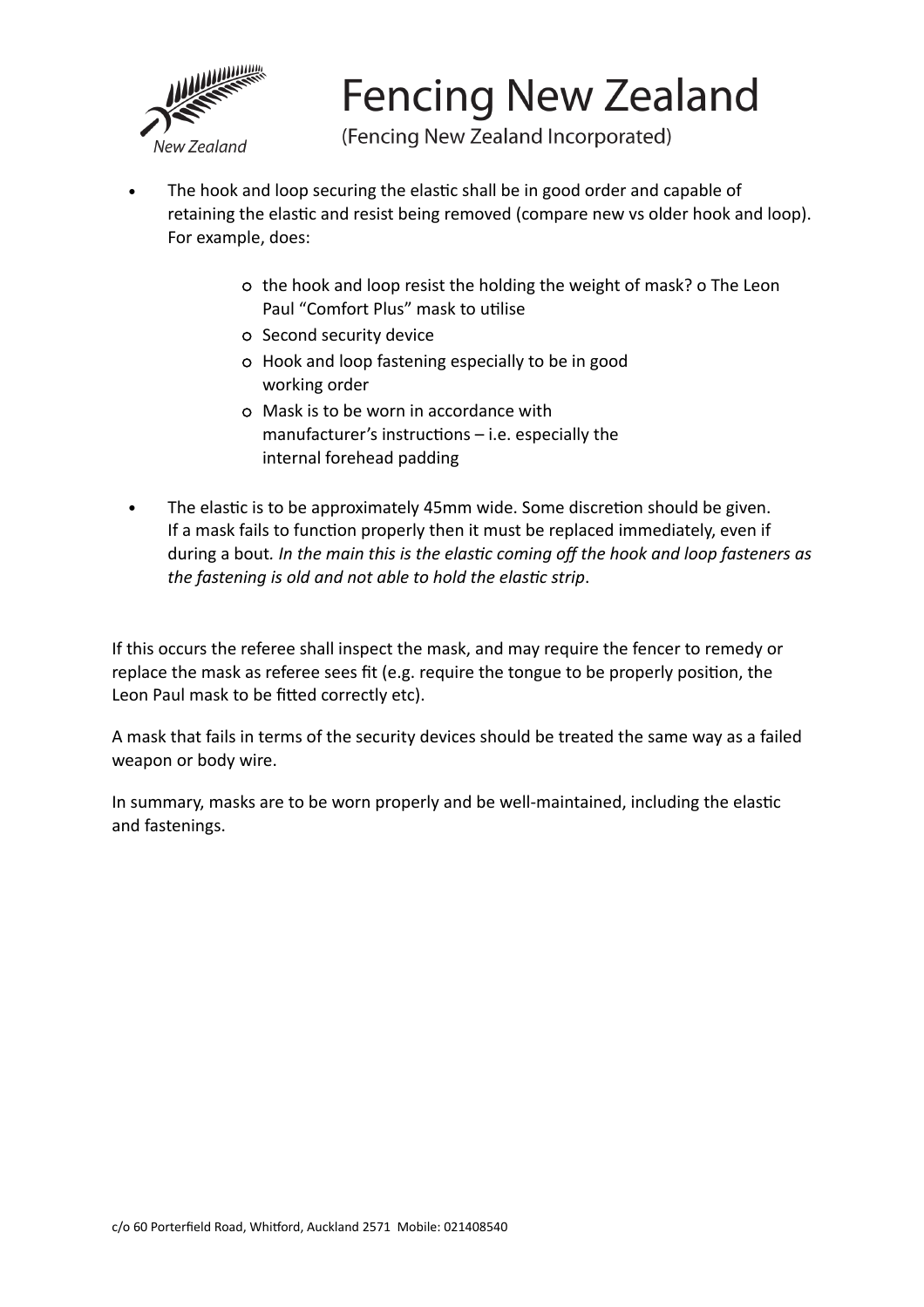- The hook and loop securing the elastic shall be in good order and capable of retaining the elastic and resist being removed (compare new vs older hook and loop). For example, does:
    - the hook and loop resist the holding the weight of mask? o The Leon Paul "Comfort Plus" mask to utilise
    - Second security device
    - Hook and loop fastening especially to be in good working order
    - Mask is to be worn in accordance with manufacturer's instructions – i.e. especially the internal forehead padding
- The elastic is to be approximately 45mm wide. Some discretion should be given. If a mask fails to function properly then it must be replaced immediately, even if during a bout. *In the main this is the elastic coming off the hook and loop fasteners as the fastening is old and not able to hold the elastic strip*.

If this occurs the referee shall inspect the mask, and may require the fencer to remedy or replace the mask as referee sees fit (e.g. require the tongue to be properly position, the Leon Paul mask to be fitted correctly etc).

A mask that fails in terms of the security devices should be treated the same way as a failed weapon or body wire.

In summary, masks are to be worn properly and be well-maintained, including the elastic and fastenings.